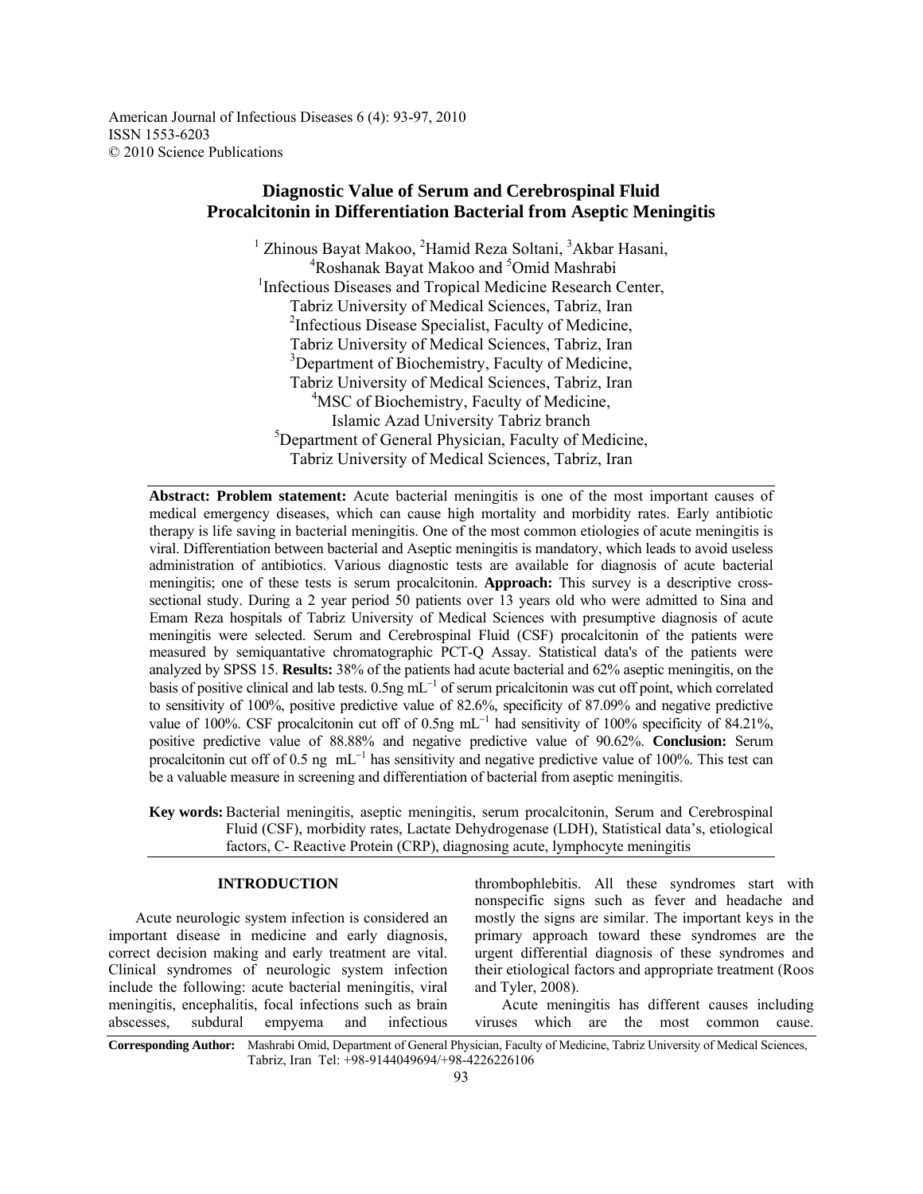American Journal of Infectious Diseases 6 (4): 93-97, 2010
ISSN 1553-6203
© 2010 Science Publications

# Diagnostic Value of Serum and Cerebrospinal Fluid Procalcitonin in Differentiation Bacterial from Aseptic Meningitis

[1] Zhinous Bayat Makoo, [2]Hamid Reza Soltani, [3]Akbar Hasani, [4]Roshanak Bayat Makoo and [5]Omid Mashrabi

[1]Infectious Diseases and Tropical Medicine Research Center, Tabriz University of Medical Sciences, Tabriz, Iran
[2]Infectious Disease Specialist, Faculty of Medicine, Tabriz University of Medical Sciences, Tabriz, Iran
[3]Department of Biochemistry, Faculty of Medicine, Tabriz University of Medical Sciences, Tabriz, Iran
[4]MSC of Biochemistry, Faculty of Medicine, Islamic Azad University Tabriz branch
[5]Department of General Physician, Faculty of Medicine, Tabriz University of Medical Sciences, Tabriz, Iran

**Abstract: Problem statement:** Acute bacterial meningitis is one of the most important causes of medical emergency diseases, which can cause high mortality and morbidity rates. Early antibiotic therapy is life saving in bacterial meningitis. One of the most common etiologies of acute meningitis is viral. Differentiation between bacterial and Aseptic meningitis is mandatory, which leads to avoid useless administration of antibiotics. Various diagnostic tests are available for diagnosis of acute bacterial meningitis; one of these tests is serum procalcitonin. **Approach:** This survey is a descriptive cross-sectional study. During a 2 year period 50 patients over 13 years old who were admitted to Sina and Emam Reza hospitals of Tabriz University of Medical Sciences with presumptive diagnosis of acute meningitis were selected. Serum and Cerebrospinal Fluid (CSF) procalcitonin of the patients were measured by semiquantative chromatographic PCT-Q Assay. Statistical data's of the patients were analyzed by SPSS 15. **Results:** 38% of the patients had acute bacterial and 62% aseptic meningitis, on the basis of positive clinical and lab tests. 0.5ng mL$^{-1}$ of serum pricalcitonin was cut off point, which correlated to sensitivity of 100%, positive predictive value of 82.6%, specificity of 87.09% and negative predictive value of 100%. CSF procalcitonin cut off of 0.5ng mL$^{-1}$ had sensitivity of 100% specificity of 84.21%, positive predictive value of 88.88% and negative predictive value of 90.62%. **Conclusion:** Serum procalcitonin cut off of 0.5 ng mL$^{-1}$ has sensitivity and negative predictive value of 100%. This test can be a valuable measure in screening and differentiation of bacterial from aseptic meningitis.

**Key words:** Bacterial meningitis, aseptic meningitis, serum procalcitonin, Serum and Cerebrospinal Fluid (CSF), morbidity rates, Lactate Dehydrogenase (LDH), Statistical data's, etiological factors, C- Reactive Protein (CRP), diagnosing acute, lymphocyte meningitis

## INTRODUCTION

Acute neurologic system infection is considered an important disease in medicine and early diagnosis, correct decision making and early treatment are vital. Clinical syndromes of neurologic system infection include the following: acute bacterial meningitis, viral meningitis, encephalitis, focal infections such as brain abscesses, subdural empyema and infectious thrombophlebitis. All these syndromes start with nonspecific signs such as fever and headache and mostly the signs are similar. The important keys in the primary approach toward these syndromes are the urgent differential diagnosis of these syndromes and their etiological factors and appropriate treatment (Roos and Tyler, 2008).

Acute meningitis has different causes including viruses which are the most common cause.

**Corresponding Author:** Mashrabi Omid, Department of General Physician, Faculty of Medicine, Tabriz University of Medical Sciences, Tabriz, Iran Tel: +98-9144049694/+98-4226226106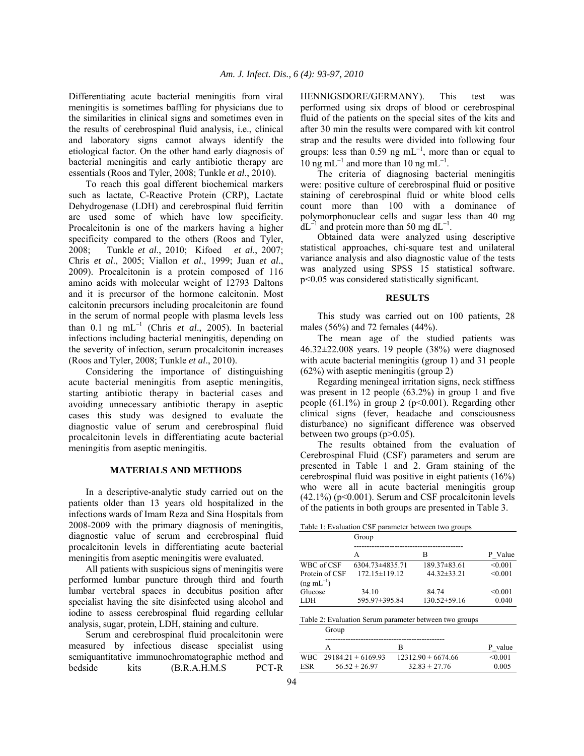Differentiating acute bacterial meningitis from viral meningitis is sometimes baffling for physicians due to the similarities in clinical signs and sometimes even in the results of cerebrospinal fluid analysis, i.e., clinical and laboratory signs cannot always identify the etiological factor. On the other hand early diagnosis of bacterial meningitis and early antibiotic therapy are essentials (Roos and Tyler, 2008; Tunkle *et al*., 2010).

To reach this goal different biochemical markers such as lactate, C-Reactive Protein (CRP), Lactate Dehydrogenase (LDH) and cerebrospinal fluid ferritin are used some of which have low specificity. Procalcitonin is one of the markers having a higher specificity compared to the others (Roos and Tyler, 2008; Tunkle *et al*., 2010; Kifoed *et al*., 2007; Chris *et al*., 2005; Viallon *et al*., 1999; Juan *et al*., 2009). Procalcitonin is a protein composed of 116 amino acids with molecular weight of 12793 Daltons and it is precursor of the hormone calcitonin. Most calcitonin precursors including procalcitonin are found in the serum of normal people with plasma levels less than 0.1 ng $mL^{-1}$ (Chris *et al*., 2005). In bacterial infections including bacterial meningitis, depending on the severity of infection, serum procalcitonin increases (Roos and Tyler, 2008; Tunkle *et al*., 2010).

Considering the importance of distinguishing acute bacterial meningitis from aseptic meningitis, starting antibiotic therapy in bacterial cases and avoiding unnecessary antibiotic therapy in aseptic cases this study was designed to evaluate the diagnostic value of serum and cerebrospinal fluid procalcitonin levels in differentiating acute bacterial meningitis from aseptic meningitis.

## MATERIALS AND METHODS

In a descriptive-analytic study carried out on the patients older than 13 years old hospitalized in the infections wards of Imam Reza and Sina Hospitals from 2008-2009 with the primary diagnosis of meningitis, diagnostic value of serum and cerebrospinal fluid procalcitonin levels in differentiating acute bacterial meningitis from aseptic meningitis were evaluated.

All patients with suspicious signs of meningitis were performed lumbar puncture through third and fourth lumbar vertebral spaces in decubitus position after specialist having the site disinfected using alcohol and iodine to assess cerebrospinal fluid regarding cellular analysis, sugar, protein, LDH, staining and culture.

Serum and cerebrospinal fluid procalcitonin were measured by infectious disease specialist using semiquantitative immunochromatographic method and bedside kits (B.R.A.H.M.S PCT-R HENNIGSDORE/GERMANY). This test was performed using six drops of blood or cerebrospinal fluid of the patients on the special sites of the kits and after 30 min the results were compared with kit control strap and the results were divided into following four groups: less than 0.59 ng $mL^{-1}$, more than or equal to 10 ng $mL^{-1}$ and more than 10 ng $mL^{-1}$.

The criteria of diagnosing bacterial meningitis were: positive culture of cerebrospinal fluid or positive staining of cerebrospinal fluid or white blood cells count more than 100 with a dominance of polymorphonuclear cells and sugar less than 40 mg $dL^{-1}$ and protein more than 50 mg $dL^{-1}$.

Obtained data were analyzed using descriptive statistical approaches, chi-square test and unilateral variance analysis and also diagnostic value of the tests was analyzed using SPSS 15 statistical software. $p<0.05$ was considered statistically significant.

## RESULTS

This study was carried out on 100 patients, 28 males (56%) and 72 females (44%).

The mean age of the studied patients was 46.32±22.008 years. 19 people (38%) were diagnosed with acute bacterial meningitis (group 1) and 31 people (62%) with aseptic meningitis (group 2)

Regarding meningeal irritation signs, neck stiffness was present in 12 people (63.2%) in group 1 and five people (61.1%) in group 2 ($p<0.001$). Regarding other clinical signs (fever, headache and consciousness disturbance) no significant difference was observed between two groups ($p>0.05$).

The results obtained from the evaluation of Cerebrospinal Fluid (CSF) parameters and serum are presented in Table 1 and 2. Gram staining of the cerebrospinal fluid was positive in eight patients (16%) who were all in acute bacterial meningitis group (42.1%) ($p<0.001$). Serum and CSF procalcitonin levels of the patients in both groups are presented in Table 3.

Table 1: Evaluation CSF parameter between two groups

| | Group | | |
|---|---|---|---|
| | A | B | P_Value |
| WBC of CSF | 6304.73±4835.71 | 189.37±83.61 | <0.001 |
| Protein of CSF (ng $mL^{-1}$) | 172.15±119.12 | 44.32±33.21 | <0.001 |
| Glucose | 34.10 | 84.74 | <0.001 |
| LDH | 595.97±395.84 | 130.52±59.16 | 0.040 |

Table 2: Evaluation Serum parameter between two groups

| | Group | | |
|---|---|---|---|
| | A | B | P_value |
| WBC | 29184.21 ± 6169.93 | 12312.90 ± 6674.66 | <0.001 |
| ESR | 56.52 ± 26.97 | 32.83 ± 27.76 | 0.005 |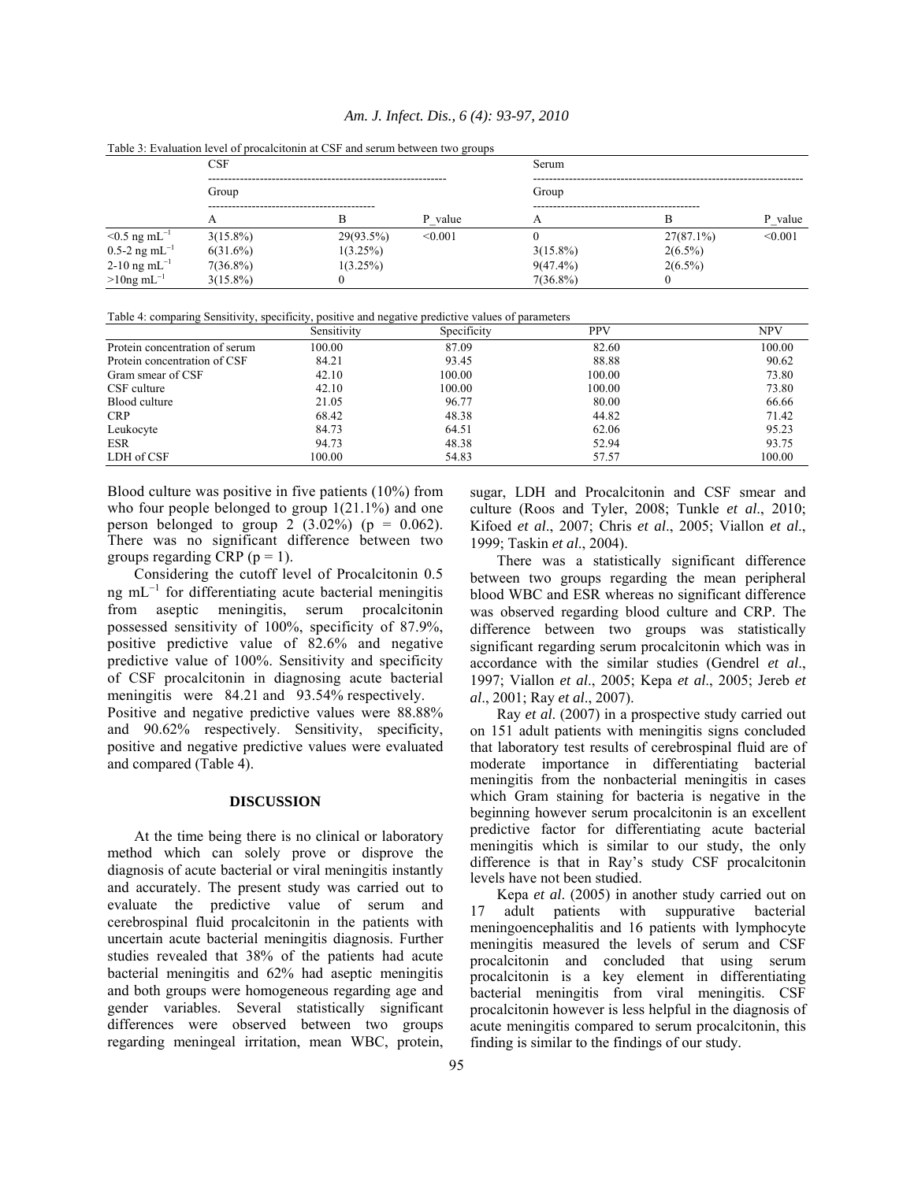Table 3: Evaluation level of procalcitonin at CSF and serum between two groups

| | CSF | | | Serum | | |
|---|---|---|---|---|---|---|
| | Group | | | Group | | |
| | A | B | P_value | A | B | P_value |
| $<0.5$ ng $mL^{-1}$ | 3(15.8%) | 29(93.5%) | <0.001 | 0 | 27(87.1%) | <0.001 |
| 0.5-2 ng $mL^{-1}$ | 6(31.6%) | 1(3.25%) | | 3(15.8%) | 2(6.5%) | |
| 2-10 ng $mL^{-1}$ | 7(36.8%) | 1(3.25%) | | 9(47.4%) | 2(6.5%) | |
| $>10$ng $mL^{-1}$ | 3(15.8%) | 0 | | 7(36.8%) | 0 | |

Table 4: comparing Sensitivity, specificity, positive and negative predictive values of parameters

| | Sensitivity | Specificity | PPV | NPV |
|---|---|---|---|---|
| Protein concentration of serum | 100.00 | 87.09 | 82.60 | 100.00 |
| Protein concentration of CSF | 84.21 | 93.45 | 88.88 | 90.62 |
| Gram smear of CSF | 42.10 | 100.00 | 100.00 | 73.80 |
| CSF culture | 42.10 | 100.00 | 100.00 | 73.80 |
| Blood culture | 21.05 | 96.77 | 80.00 | 66.66 |
| CRP | 68.42 | 48.38 | 44.82 | 71.42 |
| Leukocyte | 84.73 | 64.51 | 62.06 | 95.23 |
| ESR | 94.73 | 48.38 | 52.94 | 93.75 |
| LDH of CSF | 100.00 | 54.83 | 57.57 | 100.00 |

Blood culture was positive in five patients (10%) from who four people belonged to group 1(21.1%) and one person belonged to group 2 (3.02%) ($p = 0.062$). There was no significant difference between two groups regarding CRP ($p = 1$).

Considering the cutoff level of Procalcitonin 0.5 ng $mL^{-1}$ for differentiating acute bacterial meningitis from aseptic meningitis, serum procalcitonin possessed sensitivity of 100%, specificity of 87.9%, positive predictive value of 82.6% and negative predictive value of 100%. Sensitivity and specificity of CSF procalcitonin in diagnosing acute bacterial meningitis were 84.21 and 93.54% respectively. Positive and negative predictive values were 88.88% and 90.62% respectively. Sensitivity, specificity, positive and negative predictive values were evaluated and compared (Table 4).

## DISCUSSION

At the time being there is no clinical or laboratory method which can solely prove or disprove the diagnosis of acute bacterial or viral meningitis instantly and accurately. The present study was carried out to evaluate the predictive value of serum and cerebrospinal fluid procalcitonin in the patients with uncertain acute bacterial meningitis diagnosis. Further studies revealed that 38% of the patients had acute bacterial meningitis and 62% had aseptic meningitis and both groups were homogeneous regarding age and gender variables. Several statistically significant differences were observed between two groups regarding meningeal irritation, mean WBC, protein, sugar, LDH and Procalcitonin and CSF smear and culture (Roos and Tyler, 2008; Tunkle *et al*., 2010; Kifoed *et al*., 2007; Chris *et al*., 2005; Viallon *et al*., 1999; Taskin *et al*., 2004).

There was a statistically significant difference between two groups regarding the mean peripheral blood WBC and ESR whereas no significant difference was observed regarding blood culture and CRP. The difference between two groups was statistically significant regarding serum procalcitonin which was in accordance with the similar studies (Gendrel *et al*., 1997; Viallon *et al*., 2005; Kepa *et al*., 2005; Jereb *et al*., 2001; Ray *et al*., 2007).

Ray *et al*. (2007) in a prospective study carried out on 151 adult patients with meningitis signs concluded that laboratory test results of cerebrospinal fluid are of moderate importance in differentiating bacterial meningitis from the nonbacterial meningitis in cases which Gram staining for bacteria is negative in the beginning however serum procalcitonin is an excellent predictive factor for differentiating acute bacterial meningitis which is similar to our study, the only difference is that in Ray's study CSF procalcitonin levels have not been studied.

Kepa *et al*. (2005) in another study carried out on 17 adult patients with suppurative bacterial meningoencephalitis and 16 patients with lymphocyte meningitis measured the levels of serum and CSF procalcitonin and concluded that using serum procalcitonin is a key element in differentiating bacterial meningitis from viral meningitis. CSF procalcitonin however is less helpful in the diagnosis of acute meningitis compared to serum procalcitonin, this finding is similar to the findings of our study.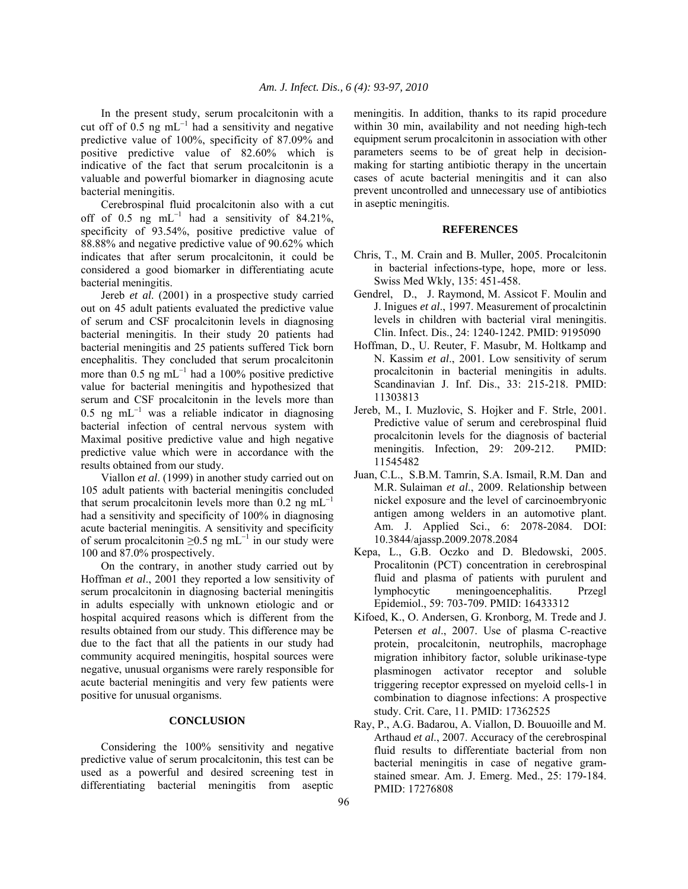In the present study, serum procalcitonin with a cut off of 0.5 ng $mL^{-1}$ had a sensitivity and negative predictive value of 100%, specificity of 87.09% and positive predictive value of 82.60% which is indicative of the fact that serum procalcitonin is a valuable and powerful biomarker in diagnosing acute bacterial meningitis.

Cerebrospinal fluid procalcitonin also with a cut off of 0.5 ng $mL^{-1}$ had a sensitivity of 84.21%, specificity of 93.54%, positive predictive value of 88.88% and negative predictive value of 90.62% which indicates that after serum procalcitonin, it could be considered a good biomarker in differentiating acute bacterial meningitis.

Jereb *et al.* (2001) in a prospective study carried out on 45 adult patients evaluated the predictive value of serum and CSF procalcitonin levels in diagnosing bacterial meningitis. In their study 20 patients had bacterial meningitis and 25 patients suffered Tick born encephalitis. They concluded that serum procalcitonin more than 0.5 ng $mL^{-1}$ had a 100% positive predictive value for bacterial meningitis and hypothesized that serum and CSF procalcitonin in the levels more than 0.5 ng $mL^{-1}$ was a reliable indicator in diagnosing bacterial infection of central nervous system with Maximal positive predictive value and high negative predictive value which were in accordance with the results obtained from our study.

Viallon *et al*. (1999) in another study carried out on 105 adult patients with bacterial meningitis concluded that serum procalcitonin levels more than 0.2 ng $mL^{-1}$ had a sensitivity and specificity of 100% in diagnosing acute bacterial meningitis. A sensitivity and specificity of serum procalcitonin $\geq$0.5 ng $mL^{-1}$ in our study were 100 and 87.0% prospectively.

On the contrary, in another study carried out by Hoffman *et al*., 2001 they reported a low sensitivity of serum procalcitonin in diagnosing bacterial meningitis in adults especially with unknown etiologic and or hospital acquired reasons which is different from the results obtained from our study. This difference may be due to the fact that all the patients in our study had community acquired meningitis, hospital sources were negative, unusual organisms were rarely responsible for acute bacterial meningitis and very few patients were positive for unusual organisms.

## CONCLUSION

Considering the 100% sensitivity and negative predictive value of serum procalcitonin, this test can be used as a powerful and desired screening test in differentiating bacterial meningitis from aseptic meningitis. In addition, thanks to its rapid procedure within 30 min, availability and not needing high-tech equipment serum procalcitonin in association with other parameters seems to be of great help in decision-making for starting antibiotic therapy in the uncertain cases of acute bacterial meningitis and it can also prevent uncontrolled and unnecessary use of antibiotics in aseptic meningitis.

## REFERENCES

Chris, T., M. Crain and B. Muller, 2005. Procalcitonin in bacterial infections-type, hope, more or less. Swiss Med Wkly, 135: 451-458.

Gendrel, D., J. Raymond, M. Assicot F. Moulin and J. Inigues *et al*., 1997. Measurement of procalctinin levels in children with bacterial viral meningitis. Clin. Infect. Dis., 24: 1240-1242. PMID: 9195090

Hoffman, D., U. Reuter, F. Masubr, M. Holtkamp and N. Kassim *et al*., 2001. Low sensitivity of serum procalcitonin in bacterial meningitis in adults. Scandinavian J. Inf. Dis., 33: 215-218. PMID: 11303813

Jereb, M., I. Muzlovic, S. Hojker and F. Strle, 2001. Predictive value of serum and cerebrospinal fluid procalcitonin levels for the diagnosis of bacterial meningitis. Infection, 29: 209-212. PMID: 11545482

Juan, C.L., S.B.M. Tamrin, S.A. Ismail, R.M. Dan and M.R. Sulaiman *et al*., 2009. Relationship between nickel exposure and the level of carcinoembryonic antigen among welders in an automotive plant. Am. J. Applied Sci., 6: 2078-2084. DOI: 10.3844/ajassp.2009.2078.2084

Kepa, L., G.B. Oczko and D. Bledowski, 2005. Procalitonin (PCT) concentration in cerebrospinal fluid and plasma of patients with purulent and lymphocytic meningoencephalitis. Przegl Epidemiol., 59: 703-709. PMID: 16433312

Kifoed, K., O. Andersen, G. Kronborg, M. Trede and J. Petersen *et al*., 2007. Use of plasma C-reactive protein, procalcitonin, neutrophils, macrophage migration inhibitory factor, soluble urikinase-type plasminogen activator receptor and soluble triggering receptor expressed on myeloid cells-1 in combination to diagnose infections: A prospective study. Crit. Care, 11. PMID: 17362525

Ray, P., A.G. Badarou, A. Viallon, D. Bouuoille and M. Arthaud *et al*., 2007. Accuracy of the cerebrospinal fluid results to differentiate bacterial from non bacterial meningitis in case of negative gram-stained smear. Am. J. Emerg. Med., 25: 179-184. PMID: 17276808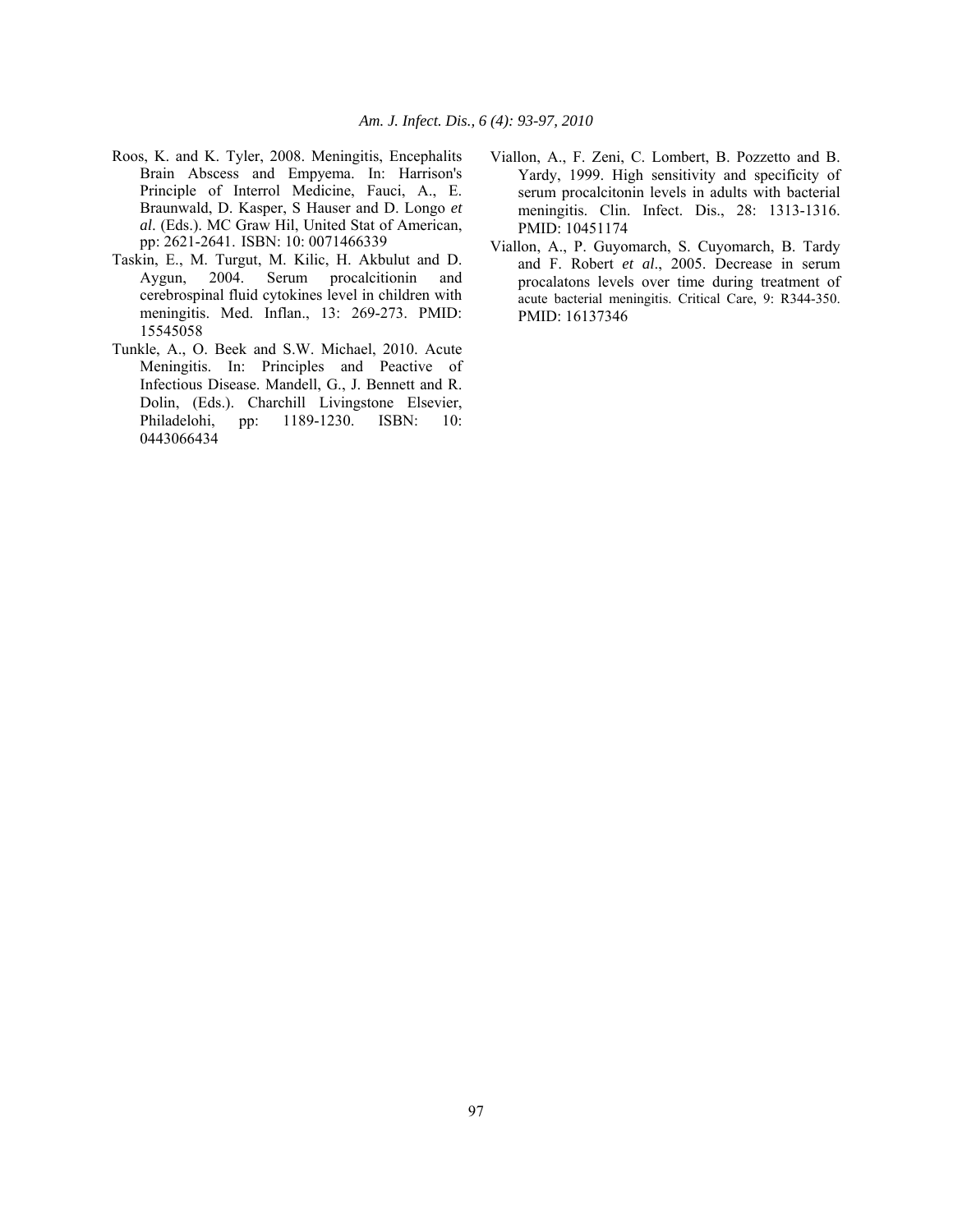Roos, K. and K. Tyler, 2008. Meningitis, Encephalits Brain Abscess and Empyema. In: Harrison's Principle of Interrol Medicine, Fauci, A., E. Braunwald, D. Kasper, S Hauser and D. Longo *et al*. (Eds.). MC Graw Hil, United Stat of American, pp: 2621-2641. ISBN: 10: 0071466339

Taskin, E., M. Turgut, M. Kilic, H. Akbulut and D. Aygun, 2004. Serum procalcitionin and cerebrospinal fluid cytokines level in children with meningitis. Med. Inflan., 13: 269-273. PMID: 15545058

Tunkle, A., O. Beek and S.W. Michael, 2010. Acute Meningitis. In: Principles and Peactive of Infectious Disease. Mandell, G., J. Bennett and R. Dolin, (Eds.). Charchill Livingstone Elsevier, Philadelohi, pp: 1189-1230. ISBN: 10: 0443066434

Viallon, A., F. Zeni, C. Lombert, B. Pozzetto and B. Yardy, 1999. High sensitivity and specificity of serum procalcitonin levels in adults with bacterial meningitis. Clin. Infect. Dis., 28: 1313-1316. PMID: 10451174

Viallon, A., P. Guyomarch, S. Cuyomarch, B. Tardy and F. Robert *et al*., 2005. Decrease in serum procalatons levels over time during treatment of acute bacterial meningitis. Critical Care, 9: R344-350. PMID: 16137346